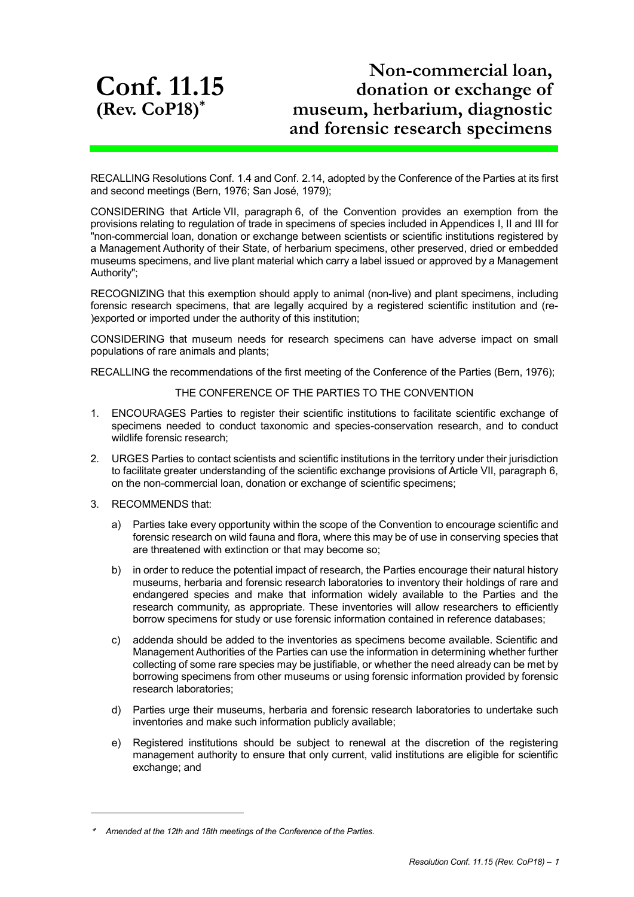# Conf. 11.15 (Rev. CoP18)*

# Non-commercial loan, donation or exchange of museum, herbarium, diagnostic and forensic research specimens

RECALLING Resolutions Conf. 1.4 and Conf. 2.14, adopted by the Conference of the Parties at its first and second meetings (Bern, 1976; San José, 1979);

CONSIDERING that Article VII, paragraph 6, of the Convention provides an exemption from the provisions relating to regulation of trade in specimens of species included in Appendices I, II and III for "non-commercial loan, donation or exchange between scientists or scientific institutions registered by a Management Authority of their State, of herbarium specimens, other preserved, dried or embedded museums specimens, and live plant material which carry a label issued or approved by a Management Authority";

RECOGNIZING that this exemption should apply to animal (non-live) and plant specimens, including forensic research specimens, that are legally acquired by a registered scientific institution and (re-)exported or imported under the authority of this institution;

CONSIDERING that museum needs for research specimens can have adverse impact on small populations of rare animals and plants;

RECALLING the recommendations of the first meeting of the Conference of the Parties (Bern, 1976);

THE CONFERENCE OF THE PARTIES TO THE CONVENTION

1. ENCOURAGES Parties to register their scientific institutions to facilitate scientific exchange of specimens needed to conduct taxonomic and species-conservation research, and to conduct wildlife forensic research;
2. URGES Parties to contact scientists and scientific institutions in the territory under their jurisdiction to facilitate greater understanding of the scientific exchange provisions of Article VII, paragraph 6, on the non-commercial loan, donation or exchange of scientific specimens;
3. RECOMMENDS that:
   a) Parties take every opportunity within the scope of the Convention to encourage scientific and forensic research on wild fauna and flora, where this may be of use in conserving species that are threatened with extinction or that may become so;
   b) in order to reduce the potential impact of research, the Parties encourage their natural history museums, herbaria and forensic research laboratories to inventory their holdings of rare and endangered species and make that information widely available to the Parties and the research community, as appropriate. These inventories will allow researchers to efficiently borrow specimens for study or use forensic information contained in reference databases;
   c) addenda should be added to the inventories as specimens become available. Scientific and Management Authorities of the Parties can use the information in determining whether further collecting of some rare species may be justifiable, or whether the need already can be met by borrowing specimens from other museums or using forensic information provided by forensic research laboratories;
   d) Parties urge their museums, herbaria and forensic research laboratories to undertake such inventories and make such information publicly available;
   e) Registered institutions should be subject to renewal at the discretion of the registering management authority to ensure that only current, valid institutions are eligible for scientific exchange; and

---

* *Amended at the 12th and 18th meetings of the Conference of the Parties.*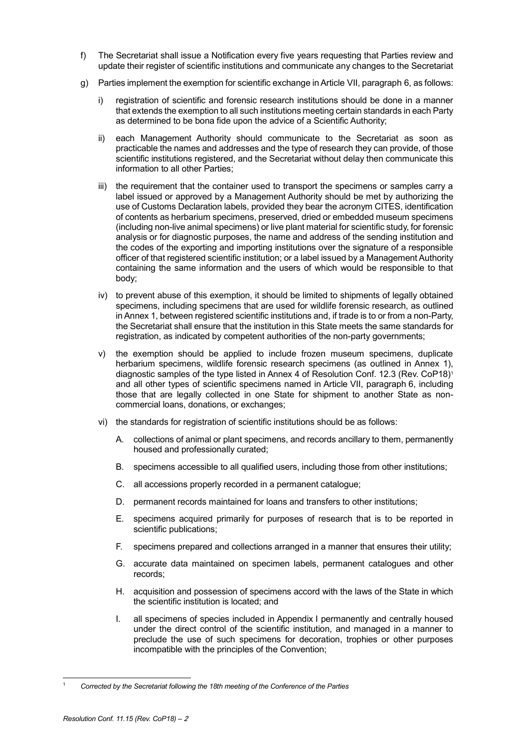f) The Secretariat shall issue a Notification every five years requesting that Parties review and update their register of scientific institutions and communicate any changes to the Secretariat

g) Parties implement the exemption for scientific exchange in Article VII, paragraph 6, as follows:

   i) registration of scientific and forensic research institutions should be done in a manner that extends the exemption to all such institutions meeting certain standards in each Party as determined to be bona fide upon the advice of a Scientific Authority;

   ii) each Management Authority should communicate to the Secretariat as soon as practicable the names and addresses and the type of research they can provide, of those scientific institutions registered, and the Secretariat without delay then communicate this information to all other Parties;

   iii) the requirement that the container used to transport the specimens or samples carry a label issued or approved by a Management Authority should be met by authorizing the use of Customs Declaration labels, provided they bear the acronym CITES, identification of contents as herbarium specimens, preserved, dried or embedded museum specimens (including non-live animal specimens) or live plant material for scientific study, for forensic analysis or for diagnostic purposes, the name and address of the sending institution and the codes of the exporting and importing institutions over the signature of a responsible officer of that registered scientific institution; or a label issued by a Management Authority containing the same information and the users of which would be responsible to that body;

   iv) to prevent abuse of this exemption, it should be limited to shipments of legally obtained specimens, including specimens that are used for wildlife forensic research, as outlined in Annex 1, between registered scientific institutions and, if trade is to or from a non-Party, the Secretariat shall ensure that the institution in this State meets the same standards for registration, as indicated by competent authorities of the non-party governments;

   v) the exemption should be applied to include frozen museum specimens, duplicate herbarium specimens, wildlife forensic research specimens (as outlined in Annex 1), diagnostic samples of the type listed in Annex 4 of Resolution Conf. 12.3 (Rev. CoP18)[1] and all other types of scientific specimens named in Article VII, paragraph 6, including those that are legally collected in one State for shipment to another State as non-commercial loans, donations, or exchanges;

   vi) the standards for registration of scientific institutions should be as follows:

      A. collections of animal or plant specimens, and records ancillary to them, permanently housed and professionally curated;

      B. specimens accessible to all qualified users, including those from other institutions;

      C. all accessions properly recorded in a permanent catalogue;

      D. permanent records maintained for loans and transfers to other institutions;

      E. specimens acquired primarily for purposes of research that is to be reported in scientific publications;

      F. specimens prepared and collections arranged in a manner that ensures their utility;

      G. accurate data maintained on specimen labels, permanent catalogues and other records;

      H. acquisition and possession of specimens accord with the laws of the State in which the scientific institution is located; and

      I. all specimens of species included in Appendix I permanently and centrally housed under the direct control of the scientific institution, and managed in a manner to preclude the use of such specimens for decoration, trophies or other purposes incompatible with the principles of the Convention;

---

[1] *Corrected by the Secretariat following the 18th meeting of the Conference of the Parties*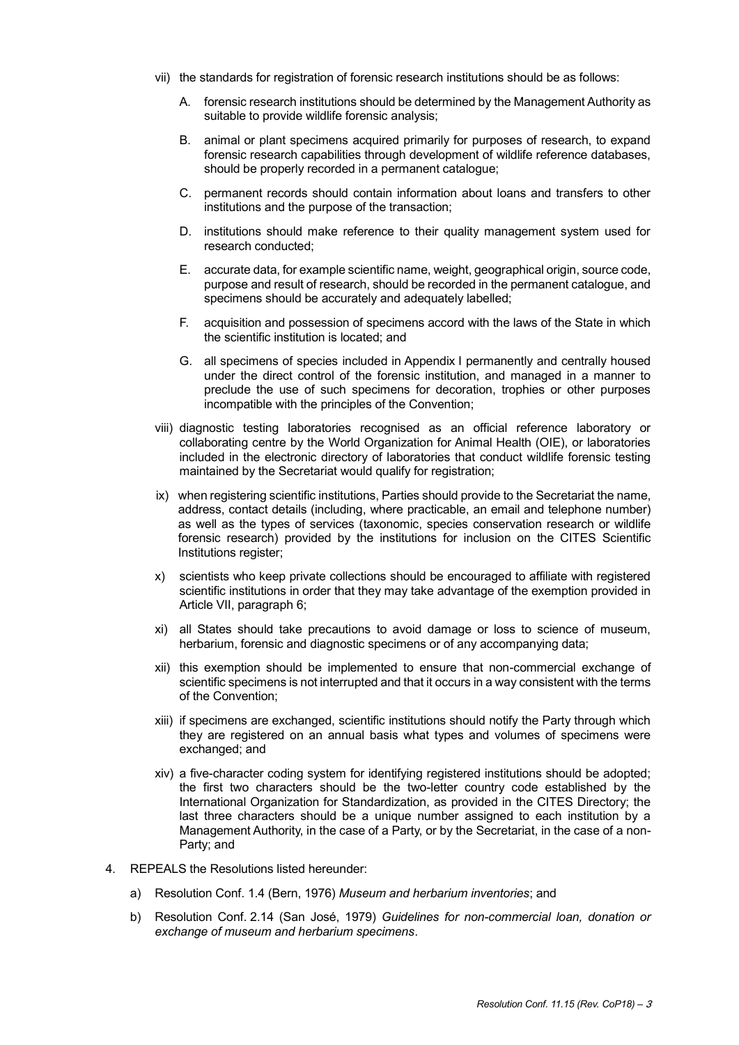vii) the standards for registration of forensic research institutions should be as follows:

   A. forensic research institutions should be determined by the Management Authority as suitable to provide wildlife forensic analysis;

   B. animal or plant specimens acquired primarily for purposes of research, to expand forensic research capabilities through development of wildlife reference databases, should be properly recorded in a permanent catalogue;

   C. permanent records should contain information about loans and transfers to other institutions and the purpose of the transaction;

   D. institutions should make reference to their quality management system used for research conducted;

   E. accurate data, for example scientific name, weight, geographical origin, source code, purpose and result of research, should be recorded in the permanent catalogue, and specimens should be accurately and adequately labelled;

   F. acquisition and possession of specimens accord with the laws of the State in which the scientific institution is located; and

   G. all specimens of species included in Appendix I permanently and centrally housed under the direct control of the forensic institution, and managed in a manner to preclude the use of such specimens for decoration, trophies or other purposes incompatible with the principles of the Convention;

viii) diagnostic testing laboratories recognised as an official reference laboratory or collaborating centre by the World Organization for Animal Health (OIE), or laboratories included in the electronic directory of laboratories that conduct wildlife forensic testing maintained by the Secretariat would qualify for registration;

ix) when registering scientific institutions, Parties should provide to the Secretariat the name, address, contact details (including, where practicable, an email and telephone number) as well as the types of services (taxonomic, species conservation research or wildlife forensic research) provided by the institutions for inclusion on the CITES Scientific Institutions register;

x) scientists who keep private collections should be encouraged to affiliate with registered scientific institutions in order that they may take advantage of the exemption provided in Article VII, paragraph 6;

xi) all States should take precautions to avoid damage or loss to science of museum, herbarium, forensic and diagnostic specimens or of any accompanying data;

xii) this exemption should be implemented to ensure that non-commercial exchange of scientific specimens is not interrupted and that it occurs in a way consistent with the terms of the Convention;

xiii) if specimens are exchanged, scientific institutions should notify the Party through which they are registered on an annual basis what types and volumes of specimens were exchanged; and

xiv) a five-character coding system for identifying registered institutions should be adopted; the first two characters should be the two-letter country code established by the International Organization for Standardization, as provided in the CITES Directory; the last three characters should be a unique number assigned to each institution by a Management Authority, in the case of a Party, or by the Secretariat, in the case of a non-Party; and

4. REPEALS the Resolutions listed hereunder:

   a) Resolution Conf. 1.4 (Bern, 1976) *Museum and herbarium inventories*; and

   b) Resolution Conf. 2.14 (San José, 1979) *Guidelines for non-commercial loan, donation or exchange of museum and herbarium specimens*.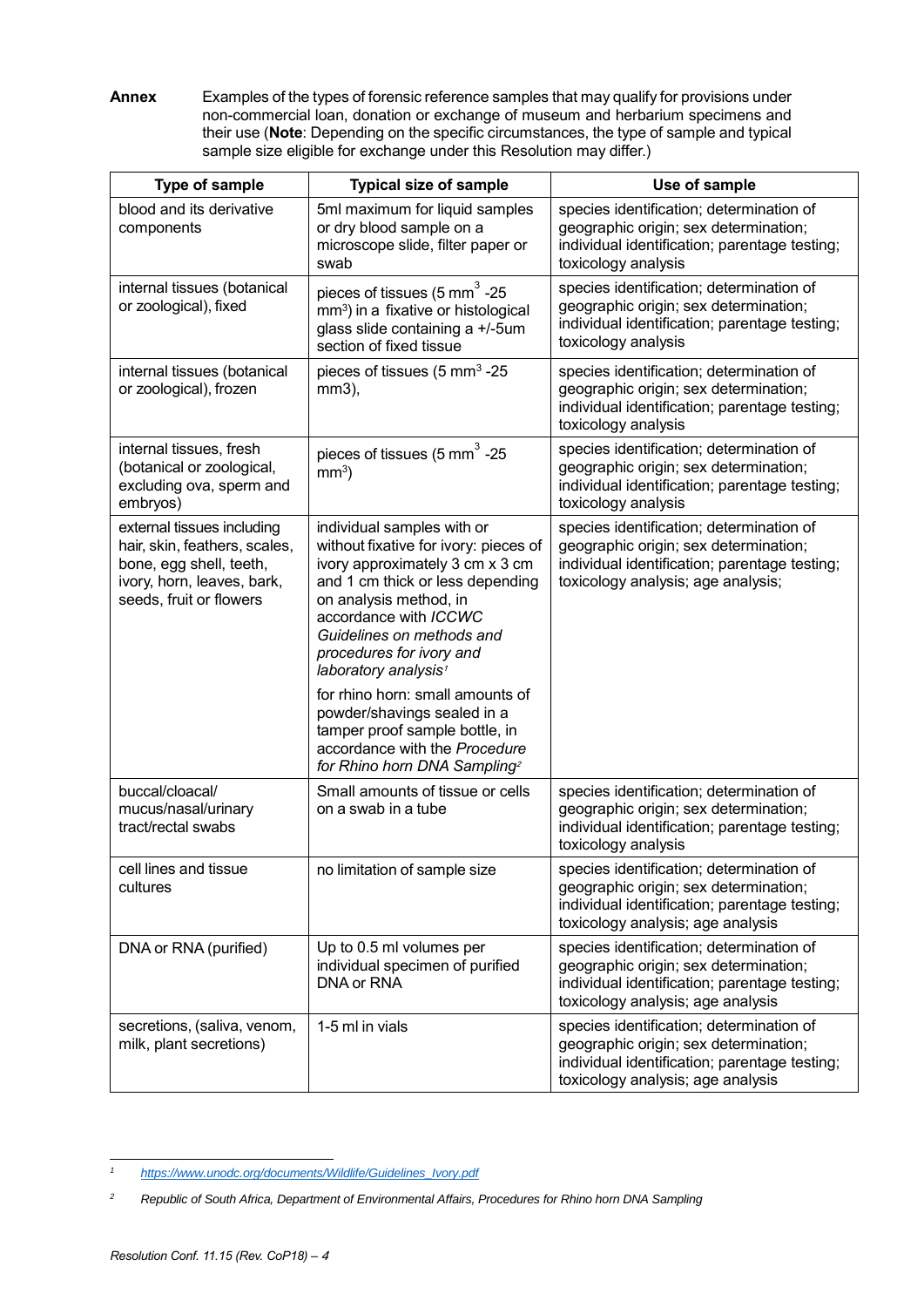**Annex** Examples of the types of forensic reference samples that may qualify for provisions under non-commercial loan, donation or exchange of museum and herbarium specimens and their use (**Note**: Depending on the specific circumstances, the type of sample and typical sample size eligible for exchange under this Resolution may differ.)

| Type of sample | Typical size of sample | Use of sample |
|---|---|---|
| blood and its derivative components | 5ml maximum for liquid samples or dry blood sample on a microscope slide, filter paper or swab | species identification; determination of geographic origin; sex determination; individual identification; parentage testing; toxicology analysis |
| internal tissues (botanical or zoological), fixed | pieces of tissues (5 $mm^3$ -25 $mm^3$) in a fixative or histological glass slide containing a +/-5um section of fixed tissue | species identification; determination of geographic origin; sex determination; individual identification; parentage testing; toxicology analysis |
| internal tissues (botanical or zoological), frozen | pieces of tissues (5 $mm^3$ -25 mm3), | species identification; determination of geographic origin; sex determination; individual identification; parentage testing; toxicology analysis |
| internal tissues, fresh (botanical or zoological, excluding ova, sperm and embryos) | pieces of tissues (5 $mm^3$ -25 $mm^3$) | species identification; determination of geographic origin; sex determination; individual identification; parentage testing; toxicology analysis |
| external tissues including hair, skin, feathers, scales, bone, egg shell, teeth, ivory, horn, leaves, bark, seeds, fruit or flowers | individual samples with or without fixative for ivory: pieces of ivory approximately 3 cm x 3 cm and 1 cm thick or less depending on analysis method, in accordance with *ICCWC Guidelines on methods and procedures for ivory and laboratory analysis*[1]<br><br>for rhino horn: small amounts of powder/shavings sealed in a tamper proof sample bottle, in accordance with the *Procedure for Rhino horn DNA Sampling*[2] | species identification; determination of geographic origin; sex determination; individual identification; parentage testing; toxicology analysis; age analysis; |
| buccal/cloacal/ mucus/nasal/urinary tract/rectal swabs | Small amounts of tissue or cells on a swab in a tube | species identification; determination of geographic origin; sex determination; individual identification; parentage testing; toxicology analysis |
| cell lines and tissue cultures | no limitation of sample size | species identification; determination of geographic origin; sex determination; individual identification; parentage testing; toxicology analysis; age analysis |
| DNA or RNA (purified) | Up to 0.5 ml volumes per individual specimen of purified DNA or RNA | species identification; determination of geographic origin; sex determination; individual identification; parentage testing; toxicology analysis; age analysis |
| secretions, (saliva, venom, milk, plant secretions) | 1-5 ml in vials | species identification; determination of geographic origin; sex determination; individual identification; parentage testing; toxicology analysis; age analysis |

[1] https://www.unodc.org/documents/Wildlife/Guidelines_Ivory.pdf

[2] *Republic of South Africa, Department of Environmental Affairs, Procedures for Rhino horn DNA Sampling*